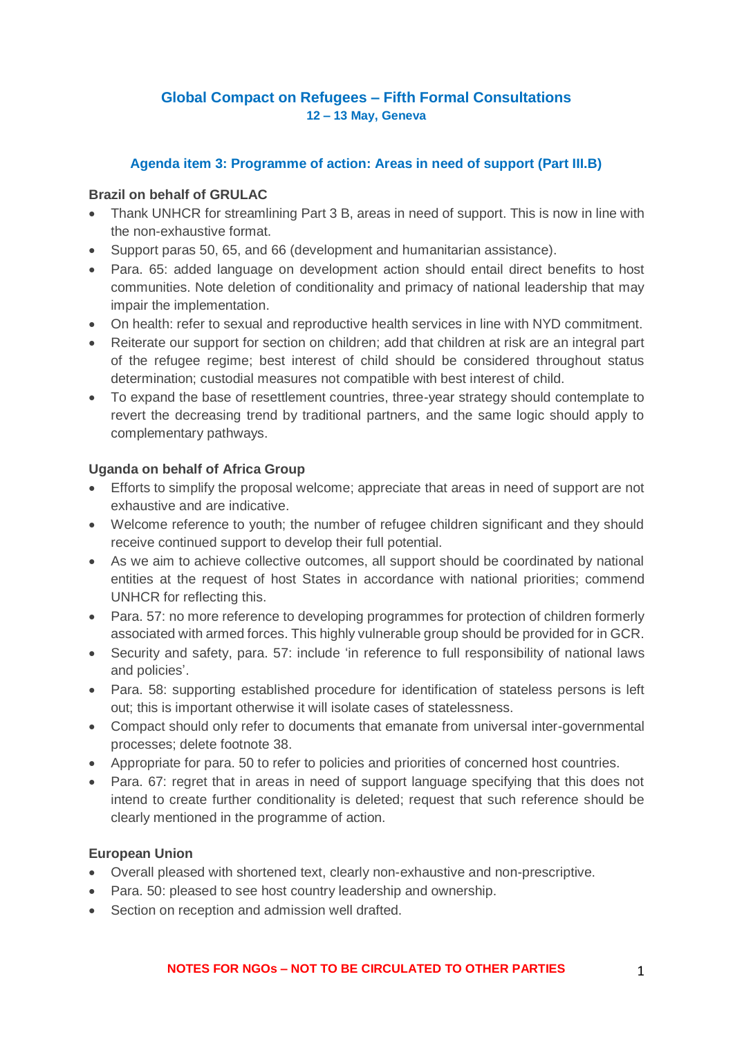# Global Compact on Refugees – Fifth Formal Consultations

**12 – 13 May, Geneva**

## Agenda item 3: Programme of action: Areas in need of support (Part III.B)

**Brazil on behalf of GRULAC**

- Thank UNHCR for streamlining Part 3 B, areas in need of support. This is now in line with the non-exhaustive format.
- Support paras 50, 65, and 66 (development and humanitarian assistance).
- Para. 65: added language on development action should entail direct benefits to host communities. Note deletion of conditionality and primacy of national leadership that may impair the implementation.
- On health: refer to sexual and reproductive health services in line with NYD commitment.
- Reiterate our support for section on children; add that children at risk are an integral part of the refugee regime; best interest of child should be considered throughout status determination; custodial measures not compatible with best interest of child.
- To expand the base of resettlement countries, three-year strategy should contemplate to revert the decreasing trend by traditional partners, and the same logic should apply to complementary pathways.

**Uganda on behalf of Africa Group**

- Efforts to simplify the proposal welcome; appreciate that areas in need of support are not exhaustive and are indicative.
- Welcome reference to youth; the number of refugee children significant and they should receive continued support to develop their full potential.
- As we aim to achieve collective outcomes, all support should be coordinated by national entities at the request of host States in accordance with national priorities; commend UNHCR for reflecting this.
- Para. 57: no more reference to developing programmes for protection of children formerly associated with armed forces. This highly vulnerable group should be provided for in GCR.
- Security and safety, para. 57: include 'in reference to full responsibility of national laws and policies'.
- Para. 58: supporting established procedure for identification of stateless persons is left out; this is important otherwise it will isolate cases of statelessness.
- Compact should only refer to documents that emanate from universal inter-governmental processes; delete footnote 38.
- Appropriate for para. 50 to refer to policies and priorities of concerned host countries.
- Para. 67: regret that in areas in need of support language specifying that this does not intend to create further conditionality is deleted; request that such reference should be clearly mentioned in the programme of action.

**European Union**

- Overall pleased with shortened text, clearly non-exhaustive and non-prescriptive.
- Para. 50: pleased to see host country leadership and ownership.
- Section on reception and admission well drafted.

NOTES FOR NGOs – NOT TO BE CIRCULATED TO OTHER PARTIES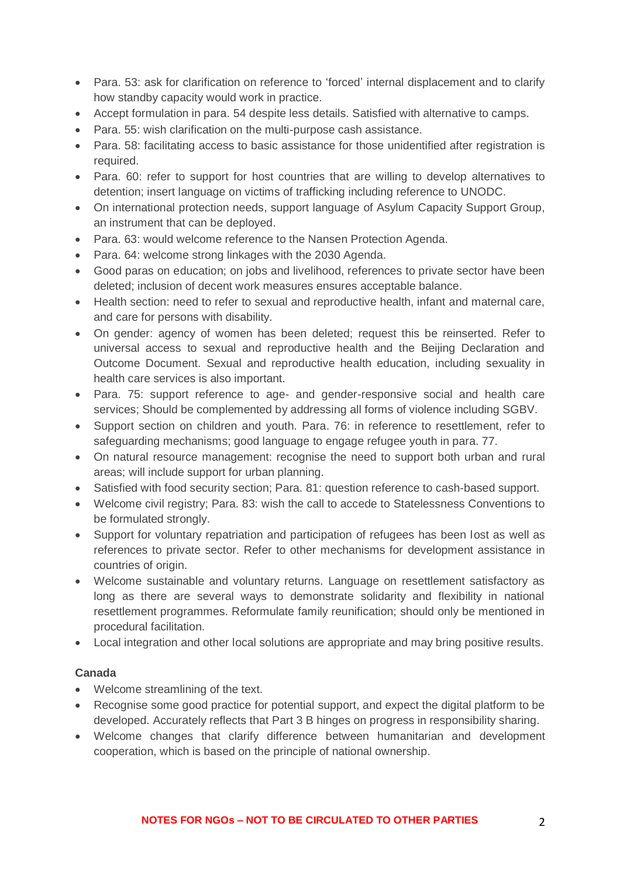- Para. 53: ask for clarification on reference to 'forced' internal displacement and to clarify how standby capacity would work in practice.
- Accept formulation in para. 54 despite less details. Satisfied with alternative to camps.
- Para. 55: wish clarification on the multi-purpose cash assistance.
- Para. 58: facilitating access to basic assistance for those unidentified after registration is required.
- Para. 60: refer to support for host countries that are willing to develop alternatives to detention; insert language on victims of trafficking including reference to UNODC.
- On international protection needs, support language of Asylum Capacity Support Group, an instrument that can be deployed.
- Para. 63: would welcome reference to the Nansen Protection Agenda.
- Para. 64: welcome strong linkages with the 2030 Agenda.
- Good paras on education; on jobs and livelihood, references to private sector have been deleted; inclusion of decent work measures ensures acceptable balance.
- Health section: need to refer to sexual and reproductive health, infant and maternal care, and care for persons with disability.
- On gender: agency of women has been deleted; request this be reinserted. Refer to universal access to sexual and reproductive health and the Beijing Declaration and Outcome Document. Sexual and reproductive health education, including sexuality in health care services is also important.
- Para. 75: support reference to age- and gender-responsive social and health care services; Should be complemented by addressing all forms of violence including SGBV.
- Support section on children and youth. Para. 76: in reference to resettlement, refer to safeguarding mechanisms; good language to engage refugee youth in para. 77.
- On natural resource management: recognise the need to support both urban and rural areas; will include support for urban planning.
- Satisfied with food security section; Para. 81: question reference to cash-based support.
- Welcome civil registry; Para. 83: wish the call to accede to Statelessness Conventions to be formulated strongly.
- Support for voluntary repatriation and participation of refugees has been lost as well as references to private sector. Refer to other mechanisms for development assistance in countries of origin.
- Welcome sustainable and voluntary returns. Language on resettlement satisfactory as long as there are several ways to demonstrate solidarity and flexibility in national resettlement programmes. Reformulate family reunification; should only be mentioned in procedural facilitation.
- Local integration and other local solutions are appropriate and may bring positive results.

**Canada**

- Welcome streamlining of the text.
- Recognise some good practice for potential support, and expect the digital platform to be developed. Accurately reflects that Part 3 B hinges on progress in responsibility sharing.
- Welcome changes that clarify difference between humanitarian and development cooperation, which is based on the principle of national ownership.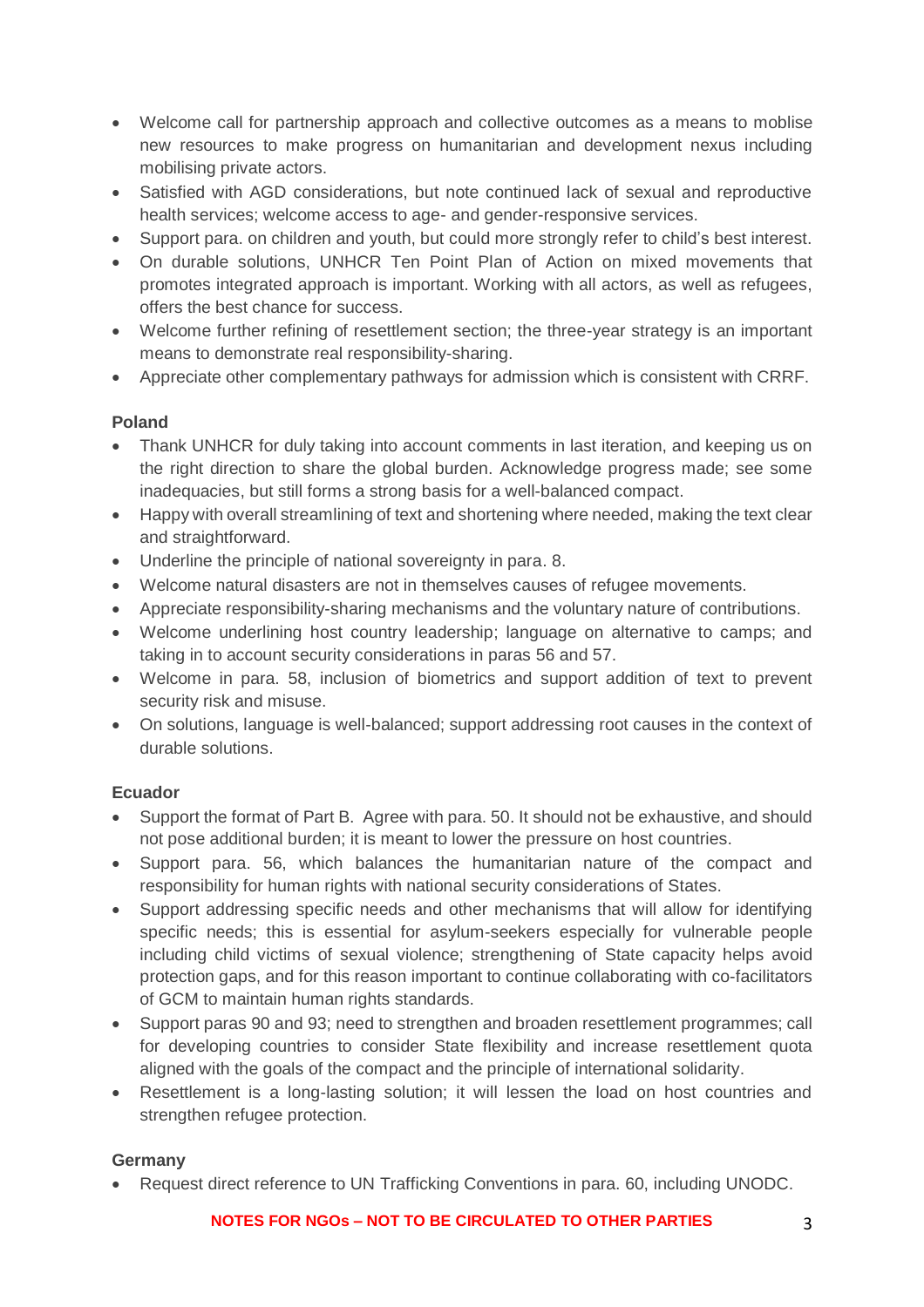- Welcome call for partnership approach and collective outcomes as a means to moblise new resources to make progress on humanitarian and development nexus including mobilising private actors.
- Satisfied with AGD considerations, but note continued lack of sexual and reproductive health services; welcome access to age- and gender-responsive services.
- Support para. on children and youth, but could more strongly refer to child's best interest.
- On durable solutions, UNHCR Ten Point Plan of Action on mixed movements that promotes integrated approach is important. Working with all actors, as well as refugees, offers the best chance for success.
- Welcome further refining of resettlement section; the three-year strategy is an important means to demonstrate real responsibility-sharing.
- Appreciate other complementary pathways for admission which is consistent with CRRF.

**Poland**

- Thank UNHCR for duly taking into account comments in last iteration, and keeping us on the right direction to share the global burden. Acknowledge progress made; see some inadequacies, but still forms a strong basis for a well-balanced compact.
- Happy with overall streamlining of text and shortening where needed, making the text clear and straightforward.
- Underline the principle of national sovereignty in para. 8.
- Welcome natural disasters are not in themselves causes of refugee movements.
- Appreciate responsibility-sharing mechanisms and the voluntary nature of contributions.
- Welcome underlining host country leadership; language on alternative to camps; and taking in to account security considerations in paras 56 and 57.
- Welcome in para. 58, inclusion of biometrics and support addition of text to prevent security risk and misuse.
- On solutions, language is well-balanced; support addressing root causes in the context of durable solutions.

**Ecuador**

- Support the format of Part B. Agree with para. 50. It should not be exhaustive, and should not pose additional burden; it is meant to lower the pressure on host countries.
- Support para. 56, which balances the humanitarian nature of the compact and responsibility for human rights with national security considerations of States.
- Support addressing specific needs and other mechanisms that will allow for identifying specific needs; this is essential for asylum-seekers especially for vulnerable people including child victims of sexual violence; strengthening of State capacity helps avoid protection gaps, and for this reason important to continue collaborating with co-facilitators of GCM to maintain human rights standards.
- Support paras 90 and 93; need to strengthen and broaden resettlement programmes; call for developing countries to consider State flexibility and increase resettlement quota aligned with the goals of the compact and the principle of international solidarity.
- Resettlement is a long-lasting solution; it will lessen the load on host countries and strengthen refugee protection.

**Germany**

- Request direct reference to UN Trafficking Conventions in para. 60, including UNODC.

NOTES FOR NGOs – NOT TO BE CIRCULATED TO OTHER PARTIES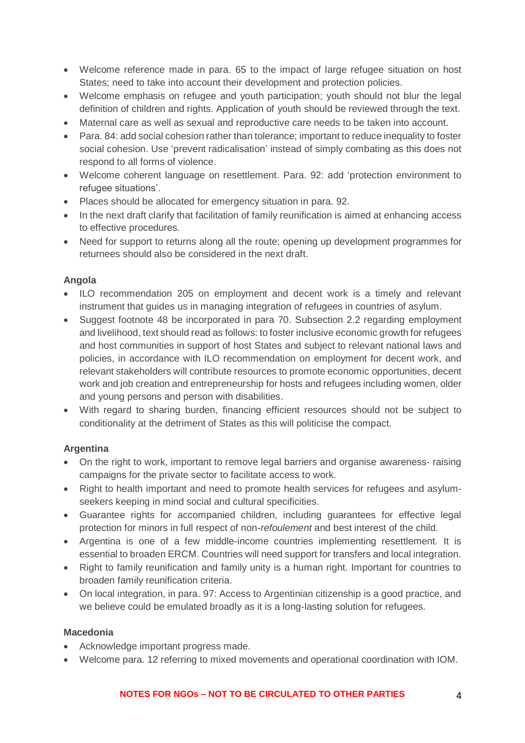- Welcome reference made in para. 65 to the impact of large refugee situation on host States; need to take into account their development and protection policies.
- Welcome emphasis on refugee and youth participation; youth should not blur the legal definition of children and rights. Application of youth should be reviewed through the text.
- Maternal care as well as sexual and reproductive care needs to be taken into account.
- Para. 84: add social cohesion rather than tolerance; important to reduce inequality to foster social cohesion. Use 'prevent radicalisation' instead of simply combating as this does not respond to all forms of violence.
- Welcome coherent language on resettlement. Para. 92: add 'protection environment to refugee situations'.
- Places should be allocated for emergency situation in para. 92.
- In the next draft clarify that facilitation of family reunification is aimed at enhancing access to effective procedures.
- Need for support to returns along all the route; opening up development programmes for returnees should also be considered in the next draft.

**Angola**

- ILO recommendation 205 on employment and decent work is a timely and relevant instrument that guides us in managing integration of refugees in countries of asylum.
- Suggest footnote 48 be incorporated in para 70. Subsection 2.2 regarding employment and livelihood, text should read as follows: to foster inclusive economic growth for refugees and host communities in support of host States and subject to relevant national laws and policies, in accordance with ILO recommendation on employment for decent work, and relevant stakeholders will contribute resources to promote economic opportunities, decent work and job creation and entrepreneurship for hosts and refugees including women, older and young persons and person with disabilities.
- With regard to sharing burden, financing efficient resources should not be subject to conditionality at the detriment of States as this will politicise the compact.

**Argentina**

- On the right to work, important to remove legal barriers and organise awareness- raising campaigns for the private sector to facilitate access to work.
- Right to health important and need to promote health services for refugees and asylum-seekers keeping in mind social and cultural specificities.
- Guarantee rights for accompanied children, including guarantees for effective legal protection for minors in full respect of non-*refoulement* and best interest of the child.
- Argentina is one of a few middle-income countries implementing resettlement. It is essential to broaden ERCM. Countries will need support for transfers and local integration.
- Right to family reunification and family unity is a human right. Important for countries to broaden family reunification criteria.
- On local integration, in para. 97: Access to Argentinian citizenship is a good practice, and we believe could be emulated broadly as it is a long-lasting solution for refugees.

**Macedonia**

- Acknowledge important progress made.
- Welcome para. 12 referring to mixed movements and operational coordination with IOM.

NOTES FOR NGOs – NOT TO BE CIRCULATED TO OTHER PARTIES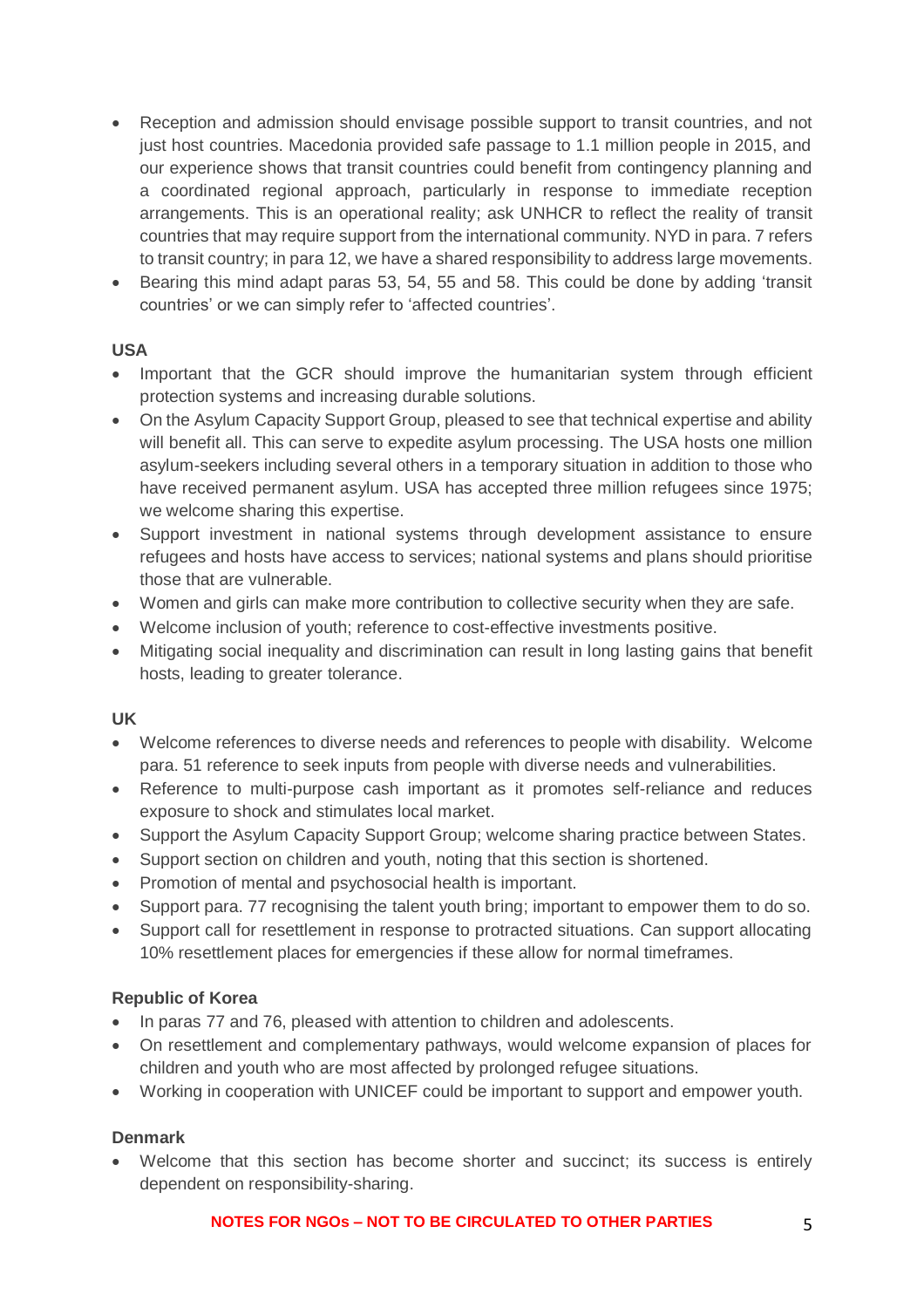- Reception and admission should envisage possible support to transit countries, and not just host countries. Macedonia provided safe passage to 1.1 million people in 2015, and our experience shows that transit countries could benefit from contingency planning and a coordinated regional approach, particularly in response to immediate reception arrangements. This is an operational reality; ask UNHCR to reflect the reality of transit countries that may require support from the international community. NYD in para. 7 refers to transit country; in para 12, we have a shared responsibility to address large movements.
- Bearing this mind adapt paras 53, 54, 55 and 58. This could be done by adding 'transit countries' or we can simply refer to 'affected countries'.

**USA**

- Important that the GCR should improve the humanitarian system through efficient protection systems and increasing durable solutions.
- On the Asylum Capacity Support Group, pleased to see that technical expertise and ability will benefit all. This can serve to expedite asylum processing. The USA hosts one million asylum-seekers including several others in a temporary situation in addition to those who have received permanent asylum. USA has accepted three million refugees since 1975; we welcome sharing this expertise.
- Support investment in national systems through development assistance to ensure refugees and hosts have access to services; national systems and plans should prioritise those that are vulnerable.
- Women and girls can make more contribution to collective security when they are safe.
- Welcome inclusion of youth; reference to cost-effective investments positive.
- Mitigating social inequality and discrimination can result in long lasting gains that benefit hosts, leading to greater tolerance.

**UK**

- Welcome references to diverse needs and references to people with disability. Welcome para. 51 reference to seek inputs from people with diverse needs and vulnerabilities.
- Reference to multi-purpose cash important as it promotes self-reliance and reduces exposure to shock and stimulates local market.
- Support the Asylum Capacity Support Group; welcome sharing practice between States.
- Support section on children and youth, noting that this section is shortened.
- Promotion of mental and psychosocial health is important.
- Support para. 77 recognising the talent youth bring; important to empower them to do so.
- Support call for resettlement in response to protracted situations. Can support allocating 10% resettlement places for emergencies if these allow for normal timeframes.

**Republic of Korea**

- In paras 77 and 76, pleased with attention to children and adolescents.
- On resettlement and complementary pathways, would welcome expansion of places for children and youth who are most affected by prolonged refugee situations.
- Working in cooperation with UNICEF could be important to support and empower youth.

**Denmark**

- Welcome that this section has become shorter and succinct; its success is entirely dependent on responsibility-sharing.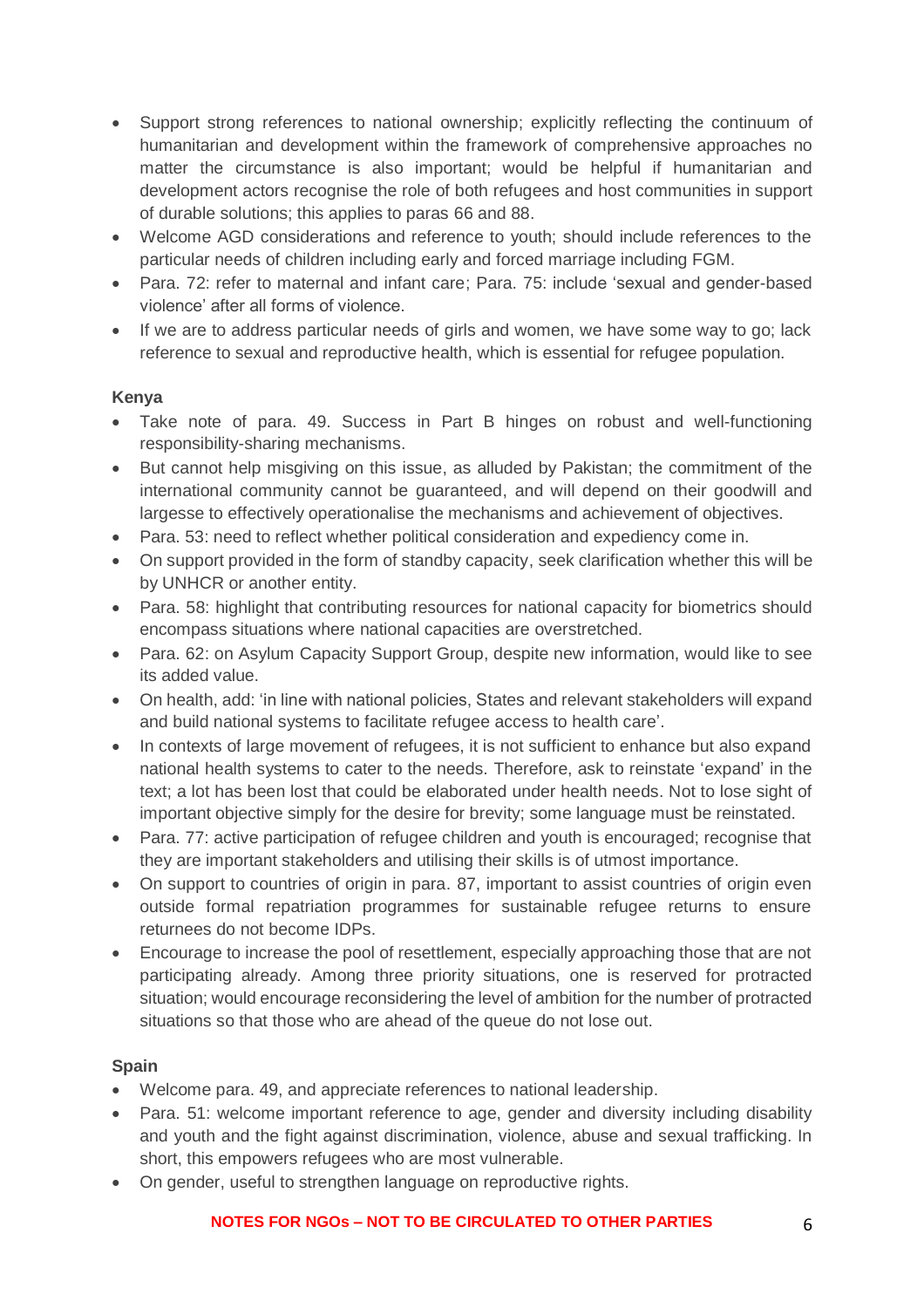- Support strong references to national ownership; explicitly reflecting the continuum of humanitarian and development within the framework of comprehensive approaches no matter the circumstance is also important; would be helpful if humanitarian and development actors recognise the role of both refugees and host communities in support of durable solutions; this applies to paras 66 and 88.
- Welcome AGD considerations and reference to youth; should include references to the particular needs of children including early and forced marriage including FGM.
- Para. 72: refer to maternal and infant care; Para. 75: include 'sexual and gender-based violence' after all forms of violence.
- If we are to address particular needs of girls and women, we have some way to go; lack reference to sexual and reproductive health, which is essential for refugee population.

**Kenya**

- Take note of para. 49. Success in Part B hinges on robust and well-functioning responsibility-sharing mechanisms.
- But cannot help misgiving on this issue, as alluded by Pakistan; the commitment of the international community cannot be guaranteed, and will depend on their goodwill and largesse to effectively operationalise the mechanisms and achievement of objectives.
- Para. 53: need to reflect whether political consideration and expediency come in.
- On support provided in the form of standby capacity, seek clarification whether this will be by UNHCR or another entity.
- Para. 58: highlight that contributing resources for national capacity for biometrics should encompass situations where national capacities are overstretched.
- Para. 62: on Asylum Capacity Support Group, despite new information, would like to see its added value.
- On health, add: 'in line with national policies, States and relevant stakeholders will expand and build national systems to facilitate refugee access to health care'.
- In contexts of large movement of refugees, it is not sufficient to enhance but also expand national health systems to cater to the needs. Therefore, ask to reinstate 'expand' in the text; a lot has been lost that could be elaborated under health needs. Not to lose sight of important objective simply for the desire for brevity; some language must be reinstated.
- Para. 77: active participation of refugee children and youth is encouraged; recognise that they are important stakeholders and utilising their skills is of utmost importance.
- On support to countries of origin in para. 87, important to assist countries of origin even outside formal repatriation programmes for sustainable refugee returns to ensure returnees do not become IDPs.
- Encourage to increase the pool of resettlement, especially approaching those that are not participating already. Among three priority situations, one is reserved for protracted situation; would encourage reconsidering the level of ambition for the number of protracted situations so that those who are ahead of the queue do not lose out.

**Spain**

- Welcome para. 49, and appreciate references to national leadership.
- Para. 51: welcome important reference to age, gender and diversity including disability and youth and the fight against discrimination, violence, abuse and sexual trafficking. In short, this empowers refugees who are most vulnerable.
- On gender, useful to strengthen language on reproductive rights.

NOTES FOR NGOs – NOT TO BE CIRCULATED TO OTHER PARTIES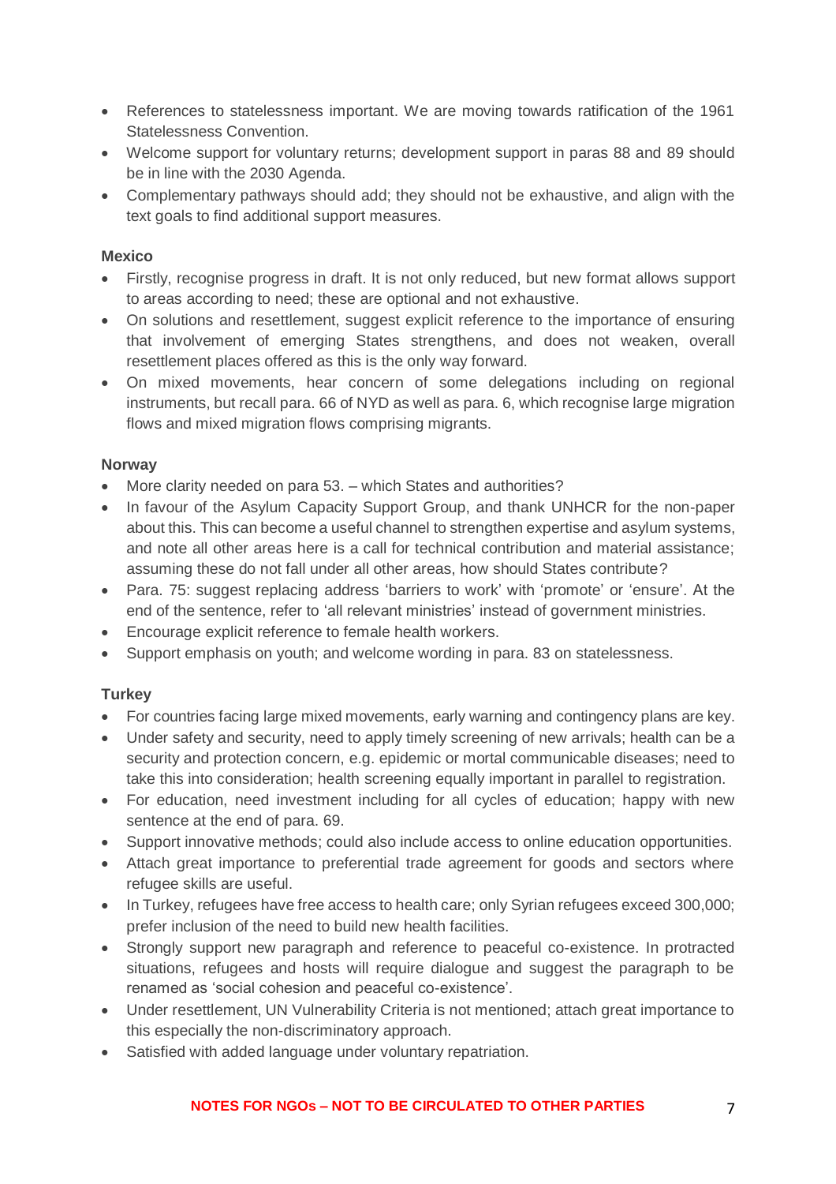- References to statelessness important. We are moving towards ratification of the 1961 Statelessness Convention.
- Welcome support for voluntary returns; development support in paras 88 and 89 should be in line with the 2030 Agenda.
- Complementary pathways should add; they should not be exhaustive, and align with the text goals to find additional support measures.

**Mexico**

- Firstly, recognise progress in draft. It is not only reduced, but new format allows support to areas according to need; these are optional and not exhaustive.
- On solutions and resettlement, suggest explicit reference to the importance of ensuring that involvement of emerging States strengthens, and does not weaken, overall resettlement places offered as this is the only way forward.
- On mixed movements, hear concern of some delegations including on regional instruments, but recall para. 66 of NYD as well as para. 6, which recognise large migration flows and mixed migration flows comprising migrants.

**Norway**

- More clarity needed on para 53. – which States and authorities?
- In favour of the Asylum Capacity Support Group, and thank UNHCR for the non-paper about this. This can become a useful channel to strengthen expertise and asylum systems, and note all other areas here is a call for technical contribution and material assistance; assuming these do not fall under all other areas, how should States contribute?
- Para. 75: suggest replacing address 'barriers to work' with 'promote' or 'ensure'. At the end of the sentence, refer to 'all relevant ministries' instead of government ministries.
- Encourage explicit reference to female health workers.
- Support emphasis on youth; and welcome wording in para. 83 on statelessness.

**Turkey**

- For countries facing large mixed movements, early warning and contingency plans are key.
- Under safety and security, need to apply timely screening of new arrivals; health can be a security and protection concern, e.g. epidemic or mortal communicable diseases; need to take this into consideration; health screening equally important in parallel to registration.
- For education, need investment including for all cycles of education; happy with new sentence at the end of para. 69.
- Support innovative methods; could also include access to online education opportunities.
- Attach great importance to preferential trade agreement for goods and sectors where refugee skills are useful.
- In Turkey, refugees have free access to health care; only Syrian refugees exceed 300,000; prefer inclusion of the need to build new health facilities.
- Strongly support new paragraph and reference to peaceful co-existence. In protracted situations, refugees and hosts will require dialogue and suggest the paragraph to be renamed as 'social cohesion and peaceful co-existence'.
- Under resettlement, UN Vulnerability Criteria is not mentioned; attach great importance to this especially the non-discriminatory approach.
- Satisfied with added language under voluntary repatriation.

NOTES FOR NGOs – NOT TO BE CIRCULATED TO OTHER PARTIES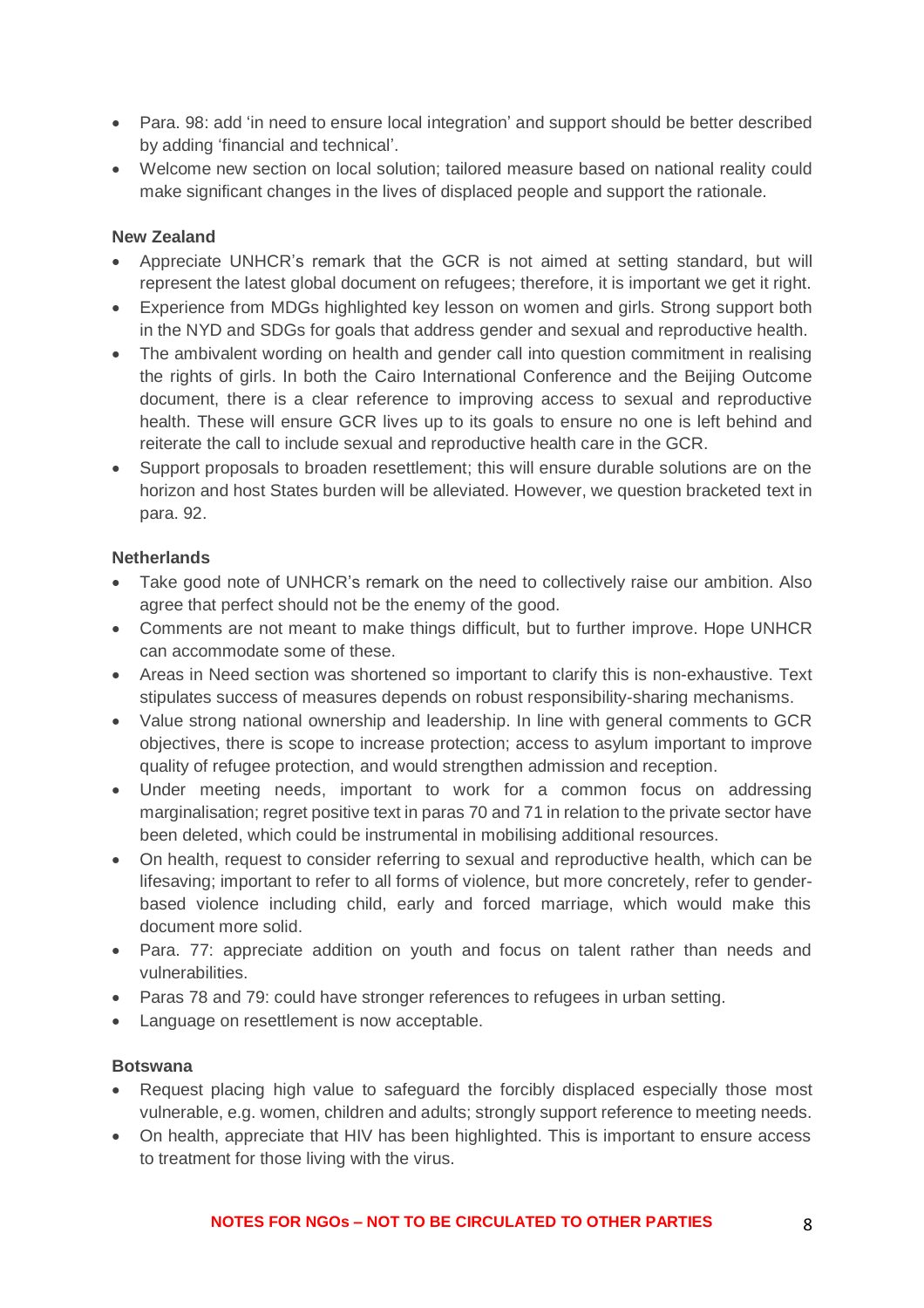- Para. 98: add ‘in need to ensure local integration’ and support should be better described by adding ‘financial and technical’.
- Welcome new section on local solution; tailored measure based on national reality could make significant changes in the lives of displaced people and support the rationale.

**New Zealand**

- Appreciate UNHCR’s remark that the GCR is not aimed at setting standard, but will represent the latest global document on refugees; therefore, it is important we get it right.
- Experience from MDGs highlighted key lesson on women and girls. Strong support both in the NYD and SDGs for goals that address gender and sexual and reproductive health.
- The ambivalent wording on health and gender call into question commitment in realising the rights of girls. In both the Cairo International Conference and the Beijing Outcome document, there is a clear reference to improving access to sexual and reproductive health. These will ensure GCR lives up to its goals to ensure no one is left behind and reiterate the call to include sexual and reproductive health care in the GCR.
- Support proposals to broaden resettlement; this will ensure durable solutions are on the horizon and host States burden will be alleviated. However, we question bracketed text in para. 92.

**Netherlands**

- Take good note of UNHCR’s remark on the need to collectively raise our ambition. Also agree that perfect should not be the enemy of the good.
- Comments are not meant to make things difficult, but to further improve. Hope UNHCR can accommodate some of these.
- Areas in Need section was shortened so important to clarify this is non-exhaustive. Text stipulates success of measures depends on robust responsibility-sharing mechanisms.
- Value strong national ownership and leadership. In line with general comments to GCR objectives, there is scope to increase protection; access to asylum important to improve quality of refugee protection, and would strengthen admission and reception.
- Under meeting needs, important to work for a common focus on addressing marginalisation; regret positive text in paras 70 and 71 in relation to the private sector have been deleted, which could be instrumental in mobilising additional resources.
- On health, request to consider referring to sexual and reproductive health, which can be lifesaving; important to refer to all forms of violence, but more concretely, refer to gender-based violence including child, early and forced marriage, which would make this document more solid.
- Para. 77: appreciate addition on youth and focus on talent rather than needs and vulnerabilities.
- Paras 78 and 79: could have stronger references to refugees in urban setting.
- Language on resettlement is now acceptable.

**Botswana**

- Request placing high value to safeguard the forcibly displaced especially those most vulnerable, e.g. women, children and adults; strongly support reference to meeting needs.
- On health, appreciate that HIV has been highlighted. This is important to ensure access to treatment for those living with the virus.

**NOTES FOR NGOs – NOT TO BE CIRCULATED TO OTHER PARTIES**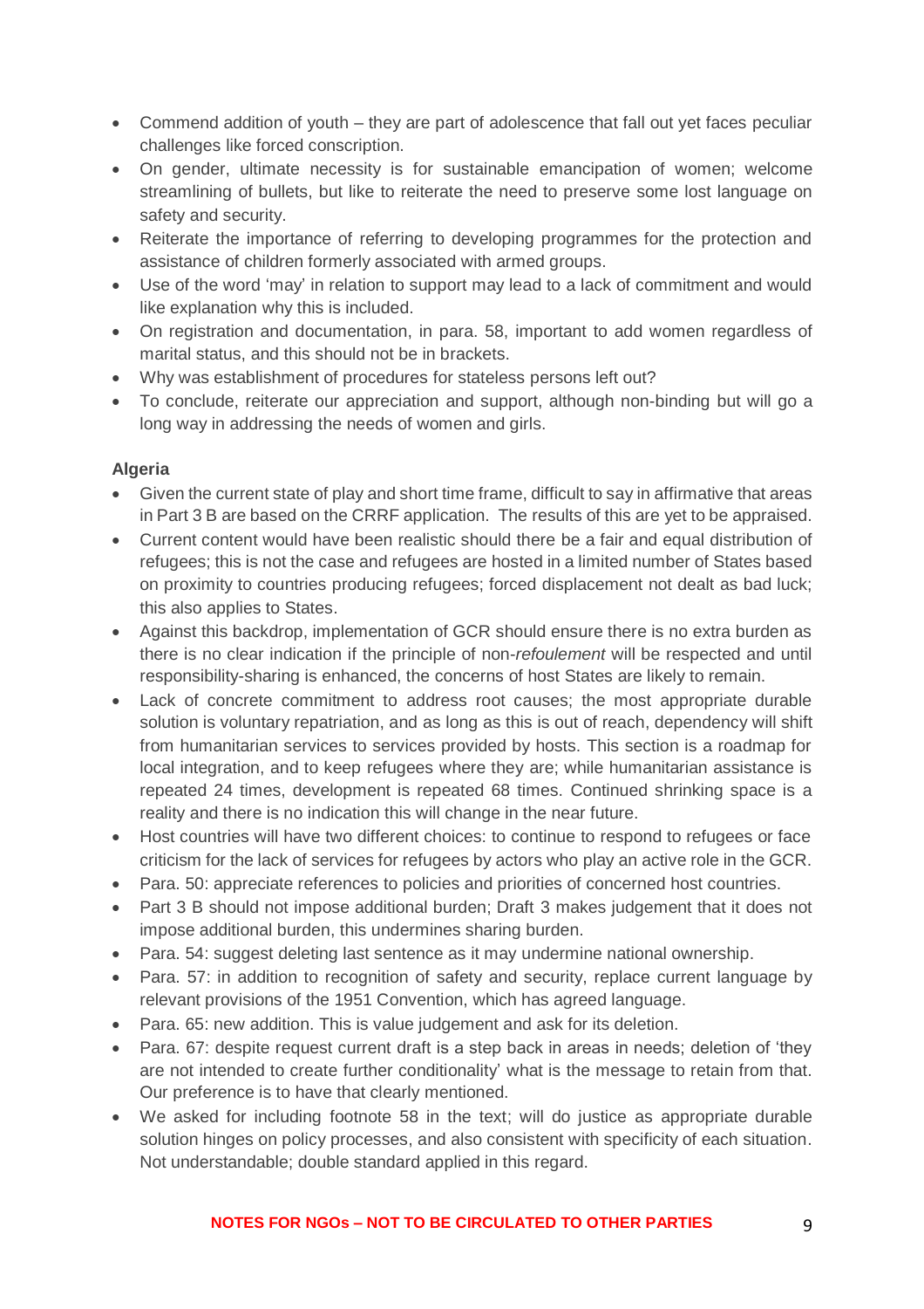- Commend addition of youth – they are part of adolescence that fall out yet faces peculiar challenges like forced conscription.
- On gender, ultimate necessity is for sustainable emancipation of women; welcome streamlining of bullets, but like to reiterate the need to preserve some lost language on safety and security.
- Reiterate the importance of referring to developing programmes for the protection and assistance of children formerly associated with armed groups.
- Use of the word 'may' in relation to support may lead to a lack of commitment and would like explanation why this is included.
- On registration and documentation, in para. 58, important to add women regardless of marital status, and this should not be in brackets.
- Why was establishment of procedures for stateless persons left out?
- To conclude, reiterate our appreciation and support, although non-binding but will go a long way in addressing the needs of women and girls.

**Algeria**

- Given the current state of play and short time frame, difficult to say in affirmative that areas in Part 3 B are based on the CRRF application. The results of this are yet to be appraised.
- Current content would have been realistic should there be a fair and equal distribution of refugees; this is not the case and refugees are hosted in a limited number of States based on proximity to countries producing refugees; forced displacement not dealt as bad luck; this also applies to States.
- Against this backdrop, implementation of GCR should ensure there is no extra burden as there is no clear indication if the principle of non-*refoulement* will be respected and until responsibility-sharing is enhanced, the concerns of host States are likely to remain.
- Lack of concrete commitment to address root causes; the most appropriate durable solution is voluntary repatriation, and as long as this is out of reach, dependency will shift from humanitarian services to services provided by hosts. This section is a roadmap for local integration, and to keep refugees where they are; while humanitarian assistance is repeated 24 times, development is repeated 68 times. Continued shrinking space is a reality and there is no indication this will change in the near future.
- Host countries will have two different choices: to continue to respond to refugees or face criticism for the lack of services for refugees by actors who play an active role in the GCR.
- Para. 50: appreciate references to policies and priorities of concerned host countries.
- Part 3 B should not impose additional burden; Draft 3 makes judgement that it does not impose additional burden, this undermines sharing burden.
- Para. 54: suggest deleting last sentence as it may undermine national ownership.
- Para. 57: in addition to recognition of safety and security, replace current language by relevant provisions of the 1951 Convention, which has agreed language.
- Para. 65: new addition. This is value judgement and ask for its deletion.
- Para. 67: despite request current draft is a step back in areas in needs; deletion of 'they are not intended to create further conditionality' what is the message to retain from that. Our preference is to have that clearly mentioned.
- We asked for including footnote 58 in the text; will do justice as appropriate durable solution hinges on policy processes, and also consistent with specificity of each situation. Not understandable; double standard applied in this regard.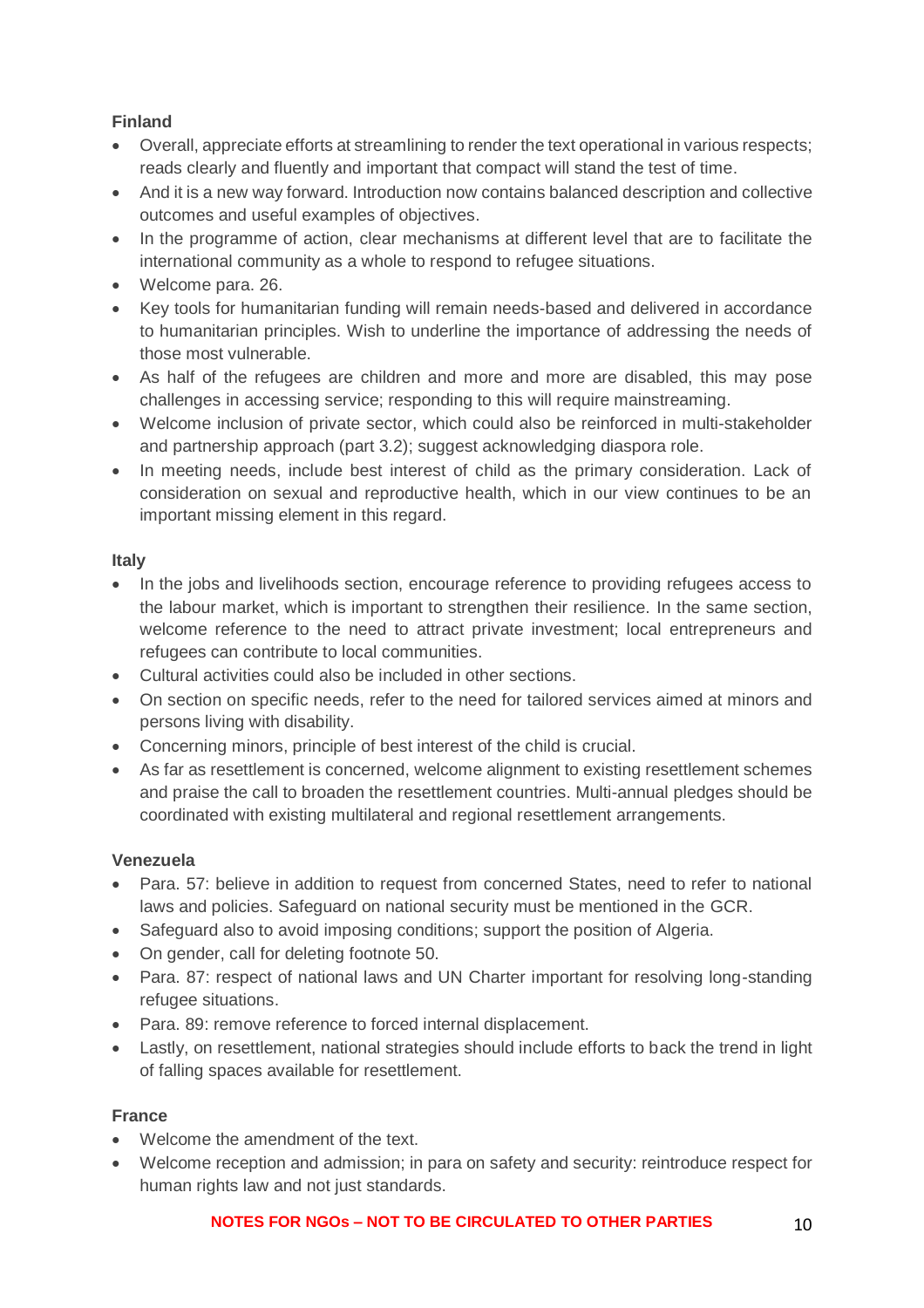**Finland**

- Overall, appreciate efforts at streamlining to render the text operational in various respects; reads clearly and fluently and important that compact will stand the test of time.
- And it is a new way forward. Introduction now contains balanced description and collective outcomes and useful examples of objectives.
- In the programme of action, clear mechanisms at different level that are to facilitate the international community as a whole to respond to refugee situations.
- Welcome para. 26.
- Key tools for humanitarian funding will remain needs-based and delivered in accordance to humanitarian principles. Wish to underline the importance of addressing the needs of those most vulnerable.
- As half of the refugees are children and more and more are disabled, this may pose challenges in accessing service; responding to this will require mainstreaming.
- Welcome inclusion of private sector, which could also be reinforced in multi-stakeholder and partnership approach (part 3.2); suggest acknowledging diaspora role.
- In meeting needs, include best interest of child as the primary consideration. Lack of consideration on sexual and reproductive health, which in our view continues to be an important missing element in this regard.

**Italy**

- In the jobs and livelihoods section, encourage reference to providing refugees access to the labour market, which is important to strengthen their resilience. In the same section, welcome reference to the need to attract private investment; local entrepreneurs and refugees can contribute to local communities.
- Cultural activities could also be included in other sections.
- On section on specific needs, refer to the need for tailored services aimed at minors and persons living with disability.
- Concerning minors, principle of best interest of the child is crucial.
- As far as resettlement is concerned, welcome alignment to existing resettlement schemes and praise the call to broaden the resettlement countries. Multi-annual pledges should be coordinated with existing multilateral and regional resettlement arrangements.

**Venezuela**

- Para. 57: believe in addition to request from concerned States, need to refer to national laws and policies. Safeguard on national security must be mentioned in the GCR.
- Safeguard also to avoid imposing conditions; support the position of Algeria.
- On gender, call for deleting footnote 50.
- Para. 87: respect of national laws and UN Charter important for resolving long-standing refugee situations.
- Para. 89: remove reference to forced internal displacement.
- Lastly, on resettlement, national strategies should include efforts to back the trend in light of falling spaces available for resettlement.

**France**

- Welcome the amendment of the text.
- Welcome reception and admission; in para on safety and security: reintroduce respect for human rights law and not just standards.

NOTES FOR NGOs – NOT TO BE CIRCULATED TO OTHER PARTIES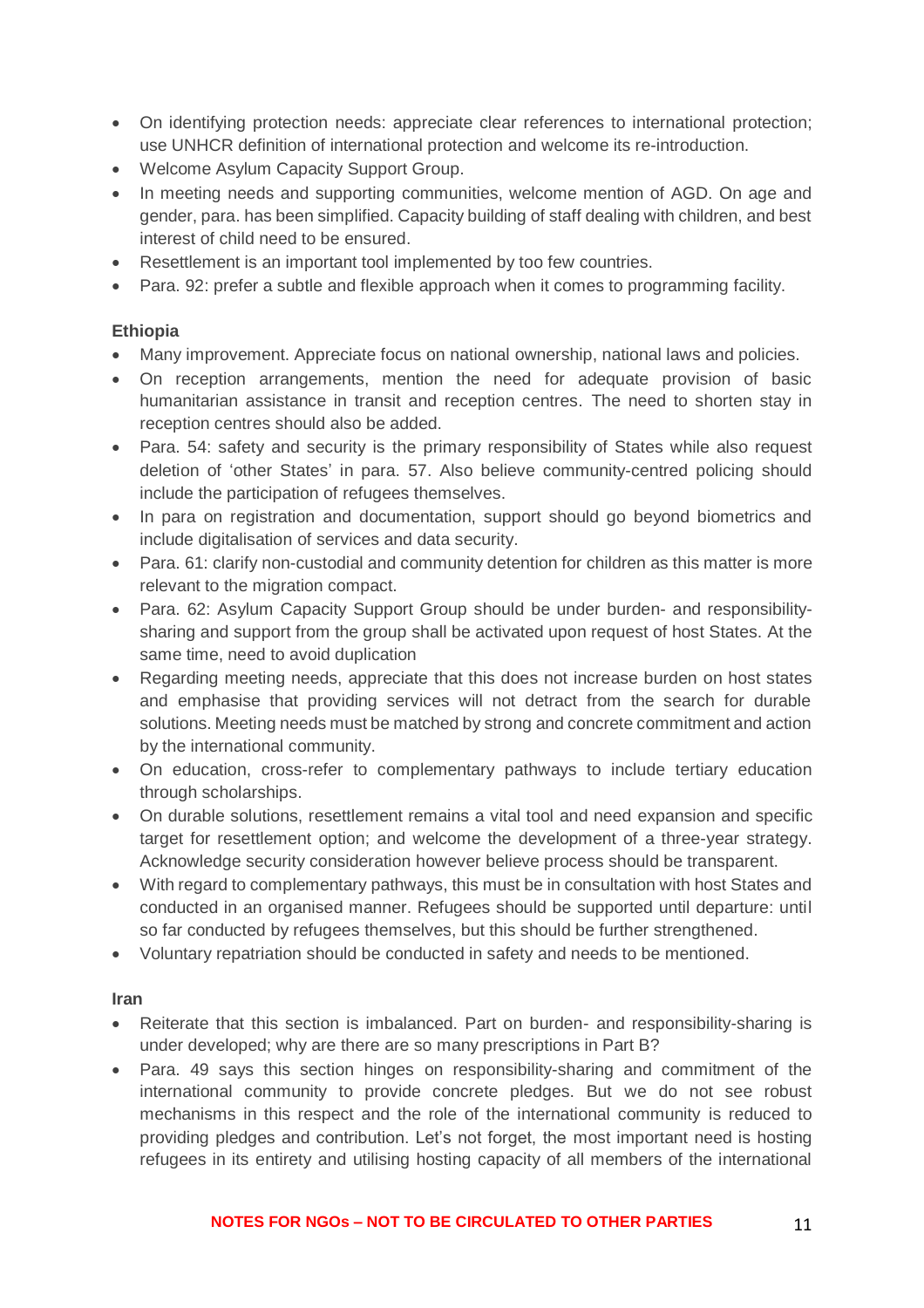- On identifying protection needs: appreciate clear references to international protection; use UNHCR definition of international protection and welcome its re-introduction.
- Welcome Asylum Capacity Support Group.
- In meeting needs and supporting communities, welcome mention of AGD. On age and gender, para. has been simplified. Capacity building of staff dealing with children, and best interest of child need to be ensured.
- Resettlement is an important tool implemented by too few countries.
- Para. 92: prefer a subtle and flexible approach when it comes to programming facility.

**Ethiopia**

- Many improvement. Appreciate focus on national ownership, national laws and policies.
- On reception arrangements, mention the need for adequate provision of basic humanitarian assistance in transit and reception centres. The need to shorten stay in reception centres should also be added.
- Para. 54: safety and security is the primary responsibility of States while also request deletion of 'other States' in para. 57. Also believe community-centred policing should include the participation of refugees themselves.
- In para on registration and documentation, support should go beyond biometrics and include digitalisation of services and data security.
- Para. 61: clarify non-custodial and community detention for children as this matter is more relevant to the migration compact.
- Para. 62: Asylum Capacity Support Group should be under burden- and responsibility-sharing and support from the group shall be activated upon request of host States. At the same time, need to avoid duplication
- Regarding meeting needs, appreciate that this does not increase burden on host states and emphasise that providing services will not detract from the search for durable solutions. Meeting needs must be matched by strong and concrete commitment and action by the international community.
- On education, cross-refer to complementary pathways to include tertiary education through scholarships.
- On durable solutions, resettlement remains a vital tool and need expansion and specific target for resettlement option; and welcome the development of a three-year strategy. Acknowledge security consideration however believe process should be transparent.
- With regard to complementary pathways, this must be in consultation with host States and conducted in an organised manner. Refugees should be supported until departure: until so far conducted by refugees themselves, but this should be further strengthened.
- Voluntary repatriation should be conducted in safety and needs to be mentioned.

**Iran**

- Reiterate that this section is imbalanced. Part on burden- and responsibility-sharing is under developed; why are there are so many prescriptions in Part B?
- Para. 49 says this section hinges on responsibility-sharing and commitment of the international community to provide concrete pledges. But we do not see robust mechanisms in this respect and the role of the international community is reduced to providing pledges and contribution. Let's not forget, the most important need is hosting refugees in its entirety and utilising hosting capacity of all members of the international

NOTES FOR NGOs – NOT TO BE CIRCULATED TO OTHER PARTIES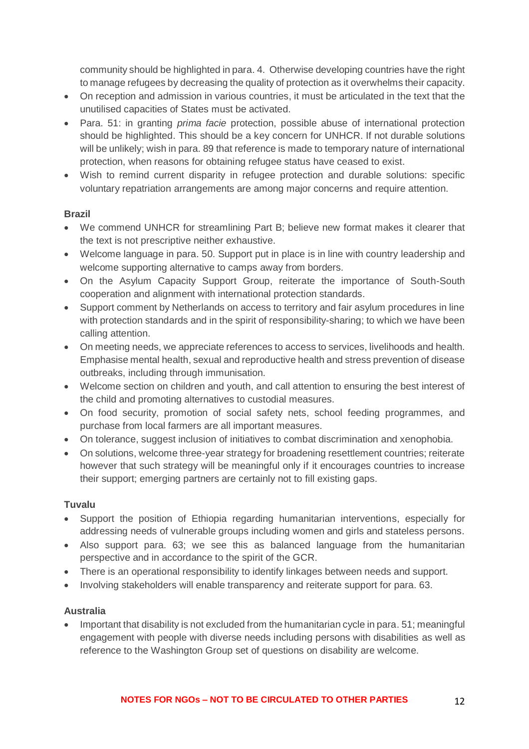community should be highlighted in para. 4. Otherwise developing countries have the right to manage refugees by decreasing the quality of protection as it overwhelms their capacity.

- On reception and admission in various countries, it must be articulated in the text that the unutilised capacities of States must be activated.
- Para. 51: in granting *prima facie* protection, possible abuse of international protection should be highlighted. This should be a key concern for UNHCR. If not durable solutions will be unlikely; wish in para. 89 that reference is made to temporary nature of international protection, when reasons for obtaining refugee status have ceased to exist.
- Wish to remind current disparity in refugee protection and durable solutions: specific voluntary repatriation arrangements are among major concerns and require attention.

**Brazil**

- We commend UNHCR for streamlining Part B; believe new format makes it clearer that the text is not prescriptive neither exhaustive.
- Welcome language in para. 50. Support put in place is in line with country leadership and welcome supporting alternative to camps away from borders.
- On the Asylum Capacity Support Group, reiterate the importance of South-South cooperation and alignment with international protection standards.
- Support comment by Netherlands on access to territory and fair asylum procedures in line with protection standards and in the spirit of responsibility-sharing; to which we have been calling attention.
- On meeting needs, we appreciate references to access to services, livelihoods and health. Emphasise mental health, sexual and reproductive health and stress prevention of disease outbreaks, including through immunisation.
- Welcome section on children and youth, and call attention to ensuring the best interest of the child and promoting alternatives to custodial measures.
- On food security, promotion of social safety nets, school feeding programmes, and purchase from local farmers are all important measures.
- On tolerance, suggest inclusion of initiatives to combat discrimination and xenophobia.
- On solutions, welcome three-year strategy for broadening resettlement countries; reiterate however that such strategy will be meaningful only if it encourages countries to increase their support; emerging partners are certainly not to fill existing gaps.

**Tuvalu**

- Support the position of Ethiopia regarding humanitarian interventions, especially for addressing needs of vulnerable groups including women and girls and stateless persons.
- Also support para. 63; we see this as balanced language from the humanitarian perspective and in accordance to the spirit of the GCR.
- There is an operational responsibility to identify linkages between needs and support.
- Involving stakeholders will enable transparency and reiterate support for para. 63.

**Australia**

- Important that disability is not excluded from the humanitarian cycle in para. 51; meaningful engagement with people with diverse needs including persons with disabilities as well as reference to the Washington Group set of questions on disability are welcome.

**NOTES FOR NGOs – NOT TO BE CIRCULATED TO OTHER PARTIES**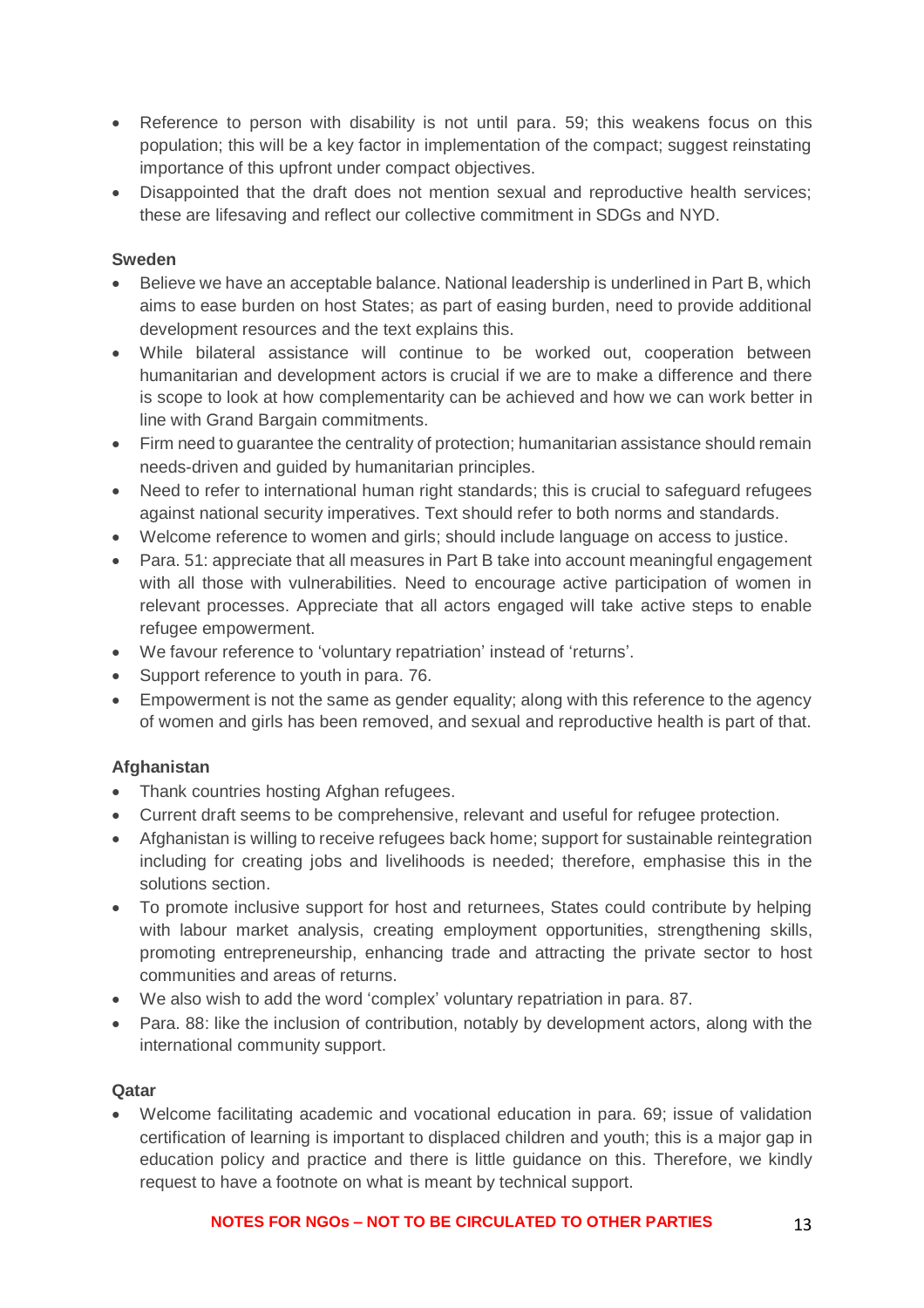- Reference to person with disability is not until para. 59; this weakens focus on this population; this will be a key factor in implementation of the compact; suggest reinstating importance of this upfront under compact objectives.
- Disappointed that the draft does not mention sexual and reproductive health services; these are lifesaving and reflect our collective commitment in SDGs and NYD.

**Sweden**

- Believe we have an acceptable balance. National leadership is underlined in Part B, which aims to ease burden on host States; as part of easing burden, need to provide additional development resources and the text explains this.
- While bilateral assistance will continue to be worked out, cooperation between humanitarian and development actors is crucial if we are to make a difference and there is scope to look at how complementarity can be achieved and how we can work better in line with Grand Bargain commitments.
- Firm need to guarantee the centrality of protection; humanitarian assistance should remain needs-driven and guided by humanitarian principles.
- Need to refer to international human right standards; this is crucial to safeguard refugees against national security imperatives. Text should refer to both norms and standards.
- Welcome reference to women and girls; should include language on access to justice.
- Para. 51: appreciate that all measures in Part B take into account meaningful engagement with all those with vulnerabilities. Need to encourage active participation of women in relevant processes. Appreciate that all actors engaged will take active steps to enable refugee empowerment.
- We favour reference to 'voluntary repatriation' instead of 'returns'.
- Support reference to youth in para. 76.
- Empowerment is not the same as gender equality; along with this reference to the agency of women and girls has been removed, and sexual and reproductive health is part of that.

**Afghanistan**

- Thank countries hosting Afghan refugees.
- Current draft seems to be comprehensive, relevant and useful for refugee protection.
- Afghanistan is willing to receive refugees back home; support for sustainable reintegration including for creating jobs and livelihoods is needed; therefore, emphasise this in the solutions section.
- To promote inclusive support for host and returnees, States could contribute by helping with labour market analysis, creating employment opportunities, strengthening skills, promoting entrepreneurship, enhancing trade and attracting the private sector to host communities and areas of returns.
- We also wish to add the word 'complex' voluntary repatriation in para. 87.
- Para. 88: like the inclusion of contribution, notably by development actors, along with the international community support.

**Qatar**

- Welcome facilitating academic and vocational education in para. 69; issue of validation certification of learning is important to displaced children and youth; this is a major gap in education policy and practice and there is little guidance on this. Therefore, we kindly request to have a footnote on what is meant by technical support.

NOTES FOR NGOs – NOT TO BE CIRCULATED TO OTHER PARTIES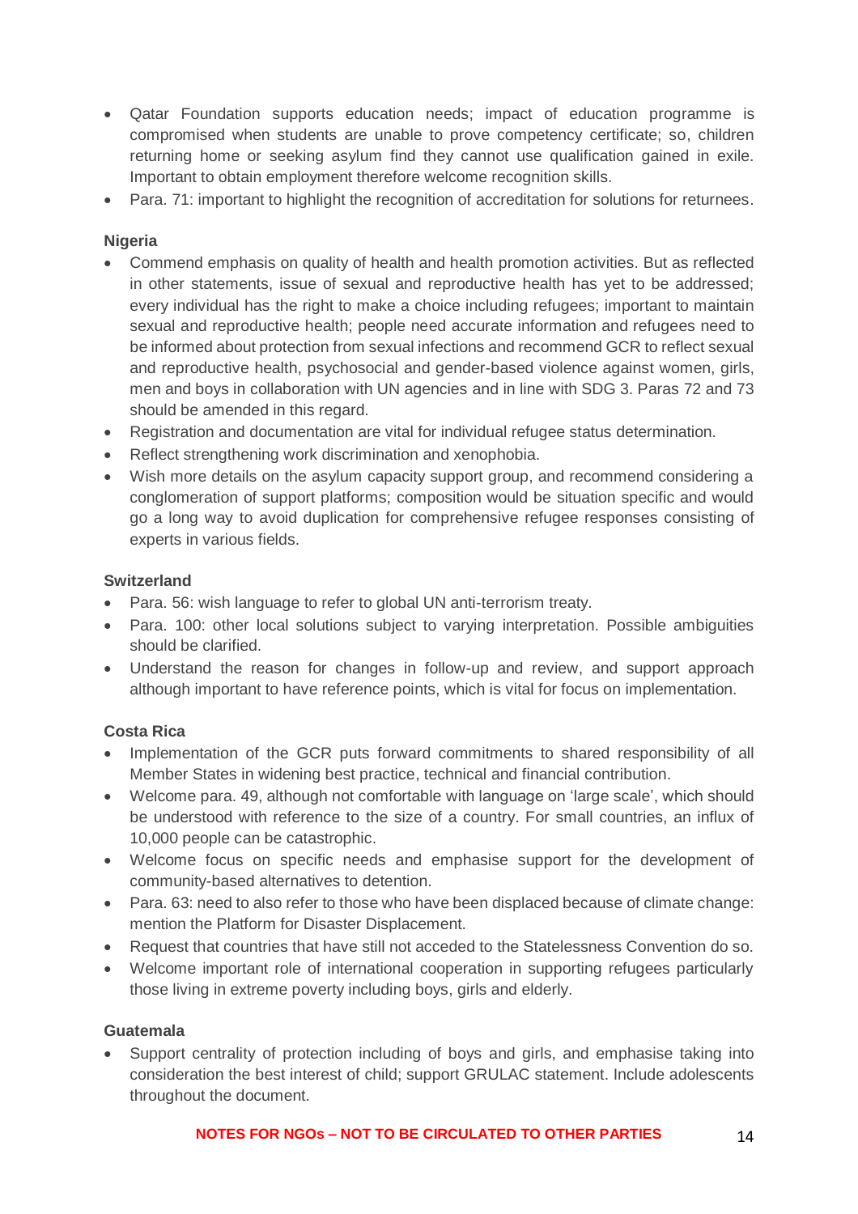- Qatar Foundation supports education needs; impact of education programme is compromised when students are unable to prove competency certificate; so, children returning home or seeking asylum find they cannot use qualification gained in exile. Important to obtain employment therefore welcome recognition skills.
- Para. 71: important to highlight the recognition of accreditation for solutions for returnees.

**Nigeria**

- Commend emphasis on quality of health and health promotion activities. But as reflected in other statements, issue of sexual and reproductive health has yet to be addressed; every individual has the right to make a choice including refugees; important to maintain sexual and reproductive health; people need accurate information and refugees need to be informed about protection from sexual infections and recommend GCR to reflect sexual and reproductive health, psychosocial and gender-based violence against women, girls, men and boys in collaboration with UN agencies and in line with SDG 3. Paras 72 and 73 should be amended in this regard.
- Registration and documentation are vital for individual refugee status determination.
- Reflect strengthening work discrimination and xenophobia.
- Wish more details on the asylum capacity support group, and recommend considering a conglomeration of support platforms; composition would be situation specific and would go a long way to avoid duplication for comprehensive refugee responses consisting of experts in various fields.

**Switzerland**

- Para. 56: wish language to refer to global UN anti-terrorism treaty.
- Para. 100: other local solutions subject to varying interpretation. Possible ambiguities should be clarified.
- Understand the reason for changes in follow-up and review, and support approach although important to have reference points, which is vital for focus on implementation.

**Costa Rica**

- Implementation of the GCR puts forward commitments to shared responsibility of all Member States in widening best practice, technical and financial contribution.
- Welcome para. 49, although not comfortable with language on 'large scale', which should be understood with reference to the size of a country. For small countries, an influx of 10,000 people can be catastrophic.
- Welcome focus on specific needs and emphasise support for the development of community-based alternatives to detention.
- Para. 63: need to also refer to those who have been displaced because of climate change: mention the Platform for Disaster Displacement.
- Request that countries that have still not acceded to the Statelessness Convention do so.
- Welcome important role of international cooperation in supporting refugees particularly those living in extreme poverty including boys, girls and elderly.

**Guatemala**

- Support centrality of protection including of boys and girls, and emphasise taking into consideration the best interest of child; support GRULAC statement. Include adolescents throughout the document.

**NOTES FOR NGOs – NOT TO BE CIRCULATED TO OTHER PARTIES**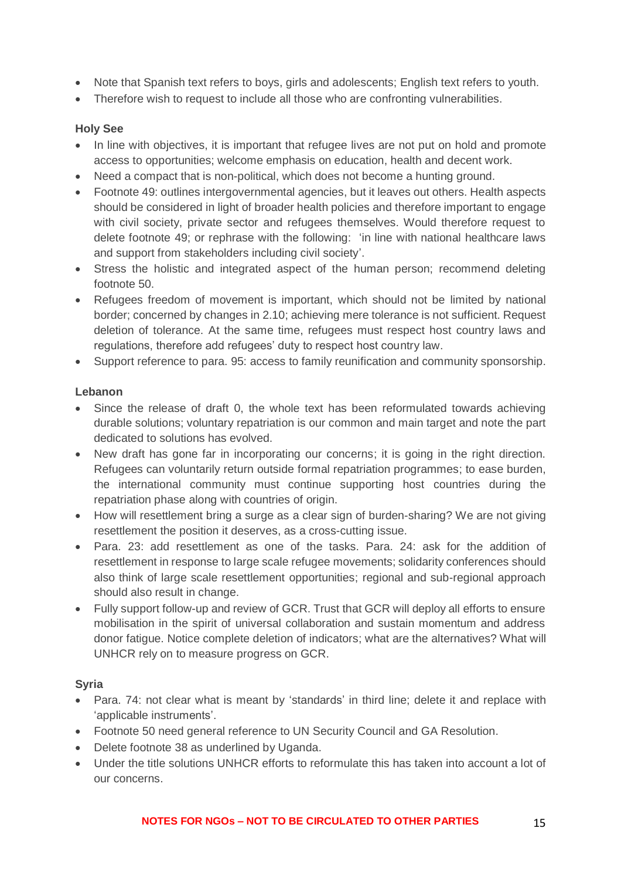- Note that Spanish text refers to boys, girls and adolescents; English text refers to youth.
- Therefore wish to request to include all those who are confronting vulnerabilities.

**Holy See**

- In line with objectives, it is important that refugee lives are not put on hold and promote access to opportunities; welcome emphasis on education, health and decent work.
- Need a compact that is non-political, which does not become a hunting ground.
- Footnote 49: outlines intergovernmental agencies, but it leaves out others. Health aspects should be considered in light of broader health policies and therefore important to engage with civil society, private sector and refugees themselves. Would therefore request to delete footnote 49; or rephrase with the following: 'in line with national healthcare laws and support from stakeholders including civil society'.
- Stress the holistic and integrated aspect of the human person; recommend deleting footnote 50.
- Refugees freedom of movement is important, which should not be limited by national border; concerned by changes in 2.10; achieving mere tolerance is not sufficient. Request deletion of tolerance. At the same time, refugees must respect host country laws and regulations, therefore add refugees' duty to respect host country law.
- Support reference to para. 95: access to family reunification and community sponsorship.

**Lebanon**

- Since the release of draft 0, the whole text has been reformulated towards achieving durable solutions; voluntary repatriation is our common and main target and note the part dedicated to solutions has evolved.
- New draft has gone far in incorporating our concerns; it is going in the right direction. Refugees can voluntarily return outside formal repatriation programmes; to ease burden, the international community must continue supporting host countries during the repatriation phase along with countries of origin.
- How will resettlement bring a surge as a clear sign of burden-sharing? We are not giving resettlement the position it deserves, as a cross-cutting issue.
- Para. 23: add resettlement as one of the tasks. Para. 24: ask for the addition of resettlement in response to large scale refugee movements; solidarity conferences should also think of large scale resettlement opportunities; regional and sub-regional approach should also result in change.
- Fully support follow-up and review of GCR. Trust that GCR will deploy all efforts to ensure mobilisation in the spirit of universal collaboration and sustain momentum and address donor fatigue. Notice complete deletion of indicators; what are the alternatives? What will UNHCR rely on to measure progress on GCR.

**Syria**

- Para. 74: not clear what is meant by 'standards' in third line; delete it and replace with 'applicable instruments'.
- Footnote 50 need general reference to UN Security Council and GA Resolution.
- Delete footnote 38 as underlined by Uganda.
- Under the title solutions UNHCR efforts to reformulate this has taken into account a lot of our concerns.

**NOTES FOR NGOs – NOT TO BE CIRCULATED TO OTHER PARTIES**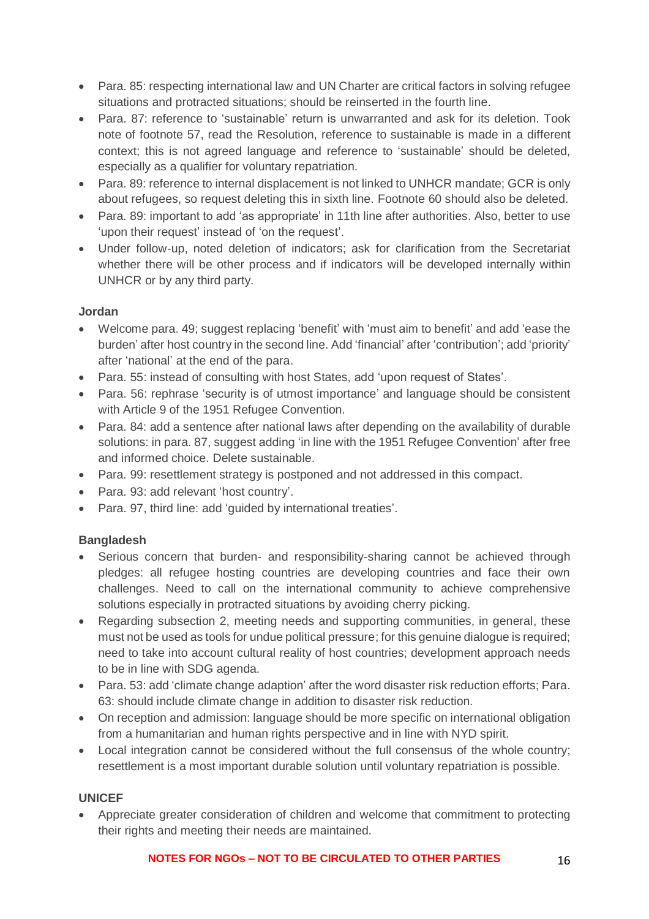- Para. 85: respecting international law and UN Charter are critical factors in solving refugee situations and protracted situations; should be reinserted in the fourth line.
- Para. 87: reference to 'sustainable' return is unwarranted and ask for its deletion. Took note of footnote 57, read the Resolution, reference to sustainable is made in a different context; this is not agreed language and reference to 'sustainable' should be deleted, especially as a qualifier for voluntary repatriation.
- Para. 89: reference to internal displacement is not linked to UNHCR mandate; GCR is only about refugees, so request deleting this in sixth line. Footnote 60 should also be deleted.
- Para. 89: important to add 'as appropriate' in 11th line after authorities. Also, better to use 'upon their request' instead of 'on the request'.
- Under follow-up, noted deletion of indicators; ask for clarification from the Secretariat whether there will be other process and if indicators will be developed internally within UNHCR or by any third party.

**Jordan**

- Welcome para. 49; suggest replacing 'benefit' with 'must aim to benefit' and add 'ease the burden' after host country in the second line. Add 'financial' after 'contribution'; add 'priority' after 'national' at the end of the para.
- Para. 55: instead of consulting with host States, add 'upon request of States'.
- Para. 56: rephrase 'security is of utmost importance' and language should be consistent with Article 9 of the 1951 Refugee Convention.
- Para. 84: add a sentence after national laws after depending on the availability of durable solutions: in para. 87, suggest adding 'in line with the 1951 Refugee Convention' after free and informed choice. Delete sustainable.
- Para. 99: resettlement strategy is postponed and not addressed in this compact.
- Para. 93: add relevant 'host country'.
- Para. 97, third line: add 'guided by international treaties'.

**Bangladesh**

- Serious concern that burden- and responsibility-sharing cannot be achieved through pledges: all refugee hosting countries are developing countries and face their own challenges. Need to call on the international community to achieve comprehensive solutions especially in protracted situations by avoiding cherry picking.
- Regarding subsection 2, meeting needs and supporting communities, in general, these must not be used as tools for undue political pressure; for this genuine dialogue is required; need to take into account cultural reality of host countries; development approach needs to be in line with SDG agenda.
- Para. 53: add 'climate change adaption' after the word disaster risk reduction efforts; Para. 63: should include climate change in addition to disaster risk reduction.
- On reception and admission: language should be more specific on international obligation from a humanitarian and human rights perspective and in line with NYD spirit.
- Local integration cannot be considered without the full consensus of the whole country; resettlement is a most important durable solution until voluntary repatriation is possible.

**UNICEF**

- Appreciate greater consideration of children and welcome that commitment to protecting their rights and meeting their needs are maintained.

**NOTES FOR NGOs – NOT TO BE CIRCULATED TO OTHER PARTIES**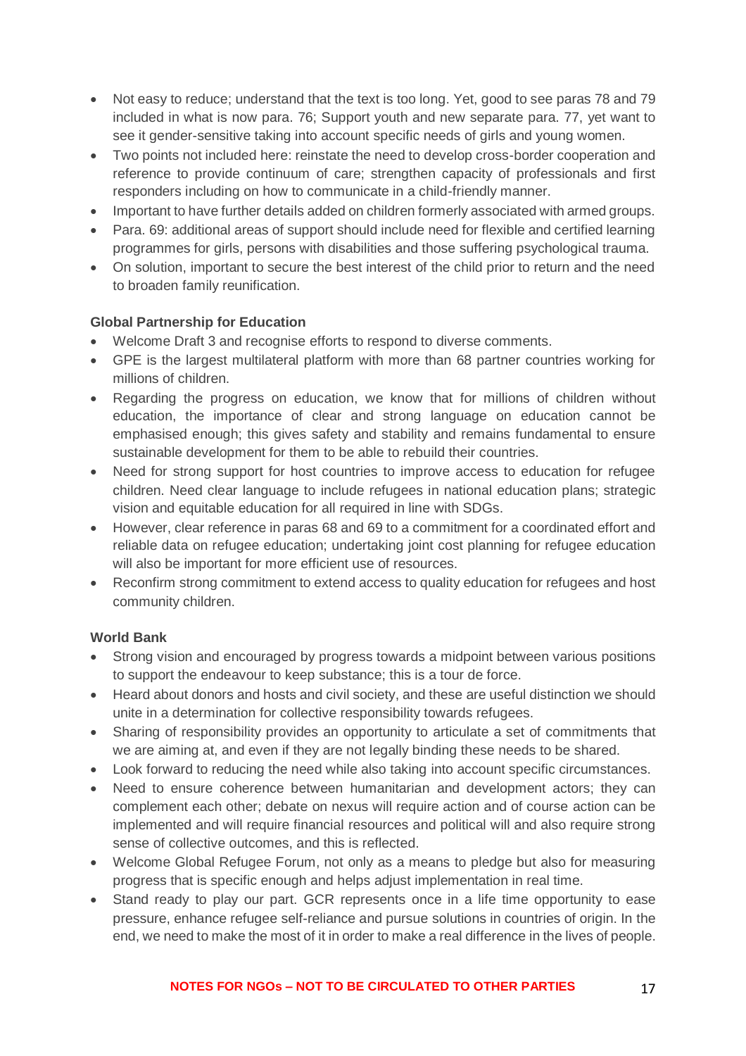- Not easy to reduce; understand that the text is too long. Yet, good to see paras 78 and 79 included in what is now para. 76; Support youth and new separate para. 77, yet want to see it gender-sensitive taking into account specific needs of girls and young women.
- Two points not included here: reinstate the need to develop cross-border cooperation and reference to provide continuum of care; strengthen capacity of professionals and first responders including on how to communicate in a child-friendly manner.
- Important to have further details added on children formerly associated with armed groups.
- Para. 69: additional areas of support should include need for flexible and certified learning programmes for girls, persons with disabilities and those suffering psychological trauma.
- On solution, important to secure the best interest of the child prior to return and the need to broaden family reunification.

**Global Partnership for Education**

- Welcome Draft 3 and recognise efforts to respond to diverse comments.
- GPE is the largest multilateral platform with more than 68 partner countries working for millions of children.
- Regarding the progress on education, we know that for millions of children without education, the importance of clear and strong language on education cannot be emphasised enough; this gives safety and stability and remains fundamental to ensure sustainable development for them to be able to rebuild their countries.
- Need for strong support for host countries to improve access to education for refugee children. Need clear language to include refugees in national education plans; strategic vision and equitable education for all required in line with SDGs.
- However, clear reference in paras 68 and 69 to a commitment for a coordinated effort and reliable data on refugee education; undertaking joint cost planning for refugee education will also be important for more efficient use of resources.
- Reconfirm strong commitment to extend access to quality education for refugees and host community children.

**World Bank**

- Strong vision and encouraged by progress towards a midpoint between various positions to support the endeavour to keep substance; this is a tour de force.
- Heard about donors and hosts and civil society, and these are useful distinction we should unite in a determination for collective responsibility towards refugees.
- Sharing of responsibility provides an opportunity to articulate a set of commitments that we are aiming at, and even if they are not legally binding these needs to be shared.
- Look forward to reducing the need while also taking into account specific circumstances.
- Need to ensure coherence between humanitarian and development actors; they can complement each other; debate on nexus will require action and of course action can be implemented and will require financial resources and political will and also require strong sense of collective outcomes, and this is reflected.
- Welcome Global Refugee Forum, not only as a means to pledge but also for measuring progress that is specific enough and helps adjust implementation in real time.
- Stand ready to play our part. GCR represents once in a life time opportunity to ease pressure, enhance refugee self-reliance and pursue solutions in countries of origin. In the end, we need to make the most of it in order to make a real difference in the lives of people.

NOTES FOR NGOs – NOT TO BE CIRCULATED TO OTHER PARTIES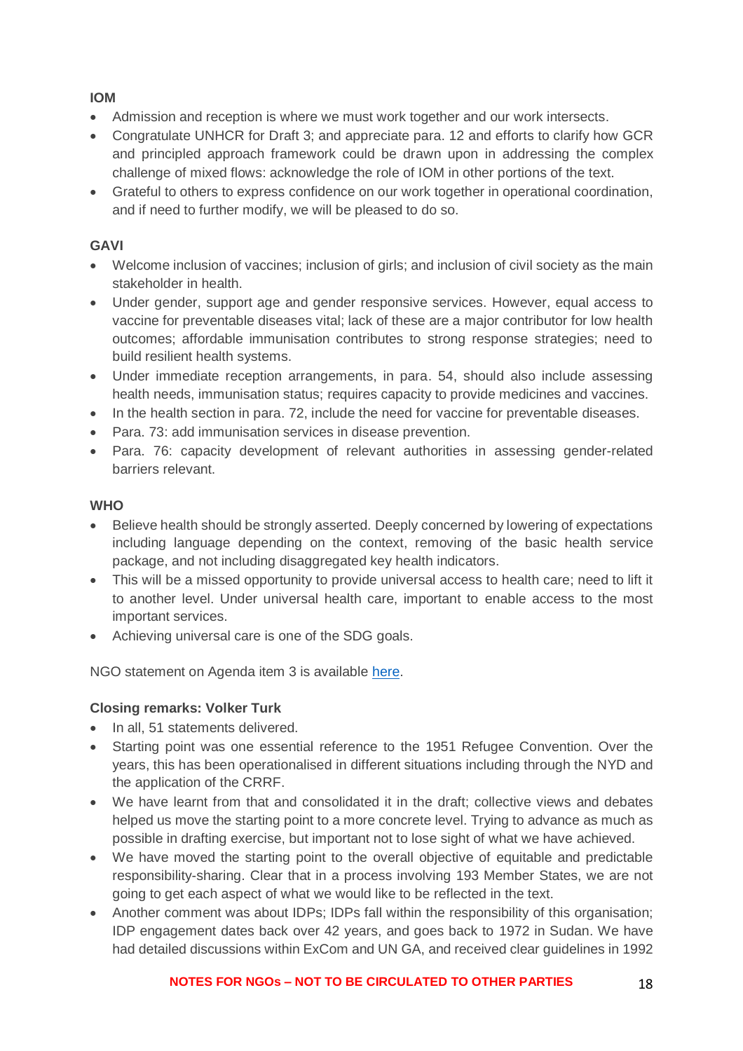**IOM**

- Admission and reception is where we must work together and our work intersects.
- Congratulate UNHCR for Draft 3; and appreciate para. 12 and efforts to clarify how GCR and principled approach framework could be drawn upon in addressing the complex challenge of mixed flows: acknowledge the role of IOM in other portions of the text.
- Grateful to others to express confidence on our work together in operational coordination, and if need to further modify, we will be pleased to do so.

**GAVI**

- Welcome inclusion of vaccines; inclusion of girls; and inclusion of civil society as the main stakeholder in health.
- Under gender, support age and gender responsive services. However, equal access to vaccine for preventable diseases vital; lack of these are a major contributor for low health outcomes; affordable immunisation contributes to strong response strategies; need to build resilient health systems.
- Under immediate reception arrangements, in para. 54, should also include assessing health needs, immunisation status; requires capacity to provide medicines and vaccines.
- In the health section in para. 72, include the need for vaccine for preventable diseases.
- Para. 73: add immunisation services in disease prevention.
- Para. 76: capacity development of relevant authorities in assessing gender-related barriers relevant.

**WHO**

- Believe health should be strongly asserted. Deeply concerned by lowering of expectations including language depending on the context, removing of the basic health service package, and not including disaggregated key health indicators.
- This will be a missed opportunity to provide universal access to health care; need to lift it to another level. Under universal health care, important to enable access to the most important services.
- Achieving universal care is one of the SDG goals.

NGO statement on Agenda item 3 is available [here](#).

**Closing remarks: Volker Turk**

- In all, 51 statements delivered.
- Starting point was one essential reference to the 1951 Refugee Convention. Over the years, this has been operationalised in different situations including through the NYD and the application of the CRRF.
- We have learnt from that and consolidated it in the draft; collective views and debates helped us move the starting point to a more concrete level. Trying to advance as much as possible in drafting exercise, but important not to lose sight of what we have achieved.
- We have moved the starting point to the overall objective of equitable and predictable responsibility-sharing. Clear that in a process involving 193 Member States, we are not going to get each aspect of what we would like to be reflected in the text.
- Another comment was about IDPs; IDPs fall within the responsibility of this organisation; IDP engagement dates back over 42 years, and goes back to 1972 in Sudan. We have had detailed discussions within ExCom and UN GA, and received clear guidelines in 1992

NOTES FOR NGOs – NOT TO BE CIRCULATED TO OTHER PARTIES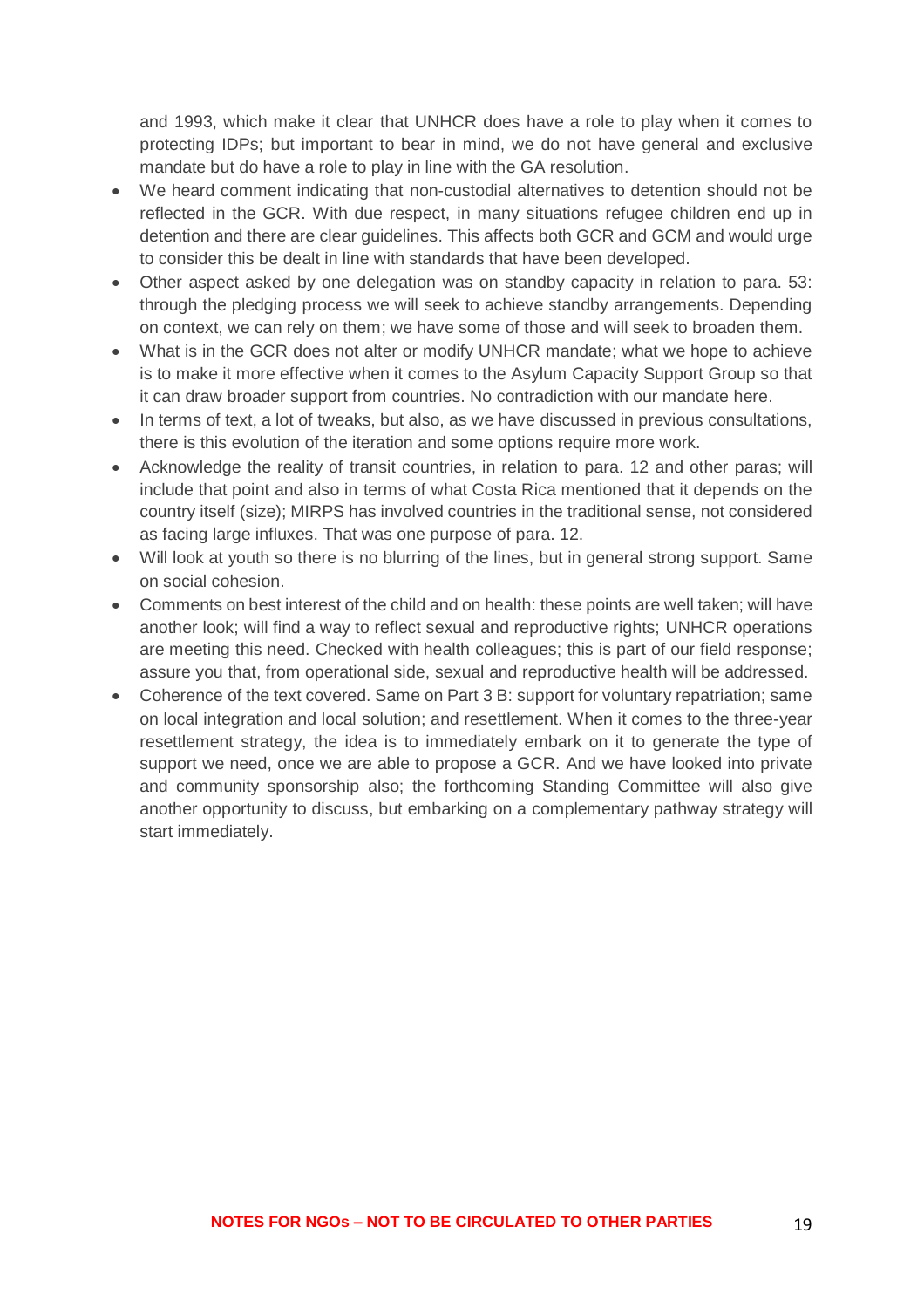and 1993, which make it clear that UNHCR does have a role to play when it comes to protecting IDPs; but important to bear in mind, we do not have general and exclusive mandate but do have a role to play in line with the GA resolution.

- We heard comment indicating that non-custodial alternatives to detention should not be reflected in the GCR. With due respect, in many situations refugee children end up in detention and there are clear guidelines. This affects both GCR and GCM and would urge to consider this be dealt in line with standards that have been developed.
- Other aspect asked by one delegation was on standby capacity in relation to para. 53: through the pledging process we will seek to achieve standby arrangements. Depending on context, we can rely on them; we have some of those and will seek to broaden them.
- What is in the GCR does not alter or modify UNHCR mandate; what we hope to achieve is to make it more effective when it comes to the Asylum Capacity Support Group so that it can draw broader support from countries. No contradiction with our mandate here.
- In terms of text, a lot of tweaks, but also, as we have discussed in previous consultations, there is this evolution of the iteration and some options require more work.
- Acknowledge the reality of transit countries, in relation to para. 12 and other paras; will include that point and also in terms of what Costa Rica mentioned that it depends on the country itself (size); MIRPS has involved countries in the traditional sense, not considered as facing large influxes. That was one purpose of para. 12.
- Will look at youth so there is no blurring of the lines, but in general strong support. Same on social cohesion.
- Comments on best interest of the child and on health: these points are well taken; will have another look; will find a way to reflect sexual and reproductive rights; UNHCR operations are meeting this need. Checked with health colleagues; this is part of our field response; assure you that, from operational side, sexual and reproductive health will be addressed.
- Coherence of the text covered. Same on Part 3 B: support for voluntary repatriation; same on local integration and local solution; and resettlement. When it comes to the three-year resettlement strategy, the idea is to immediately embark on it to generate the type of support we need, once we are able to propose a GCR. And we have looked into private and community sponsorship also; the forthcoming Standing Committee will also give another opportunity to discuss, but embarking on a complementary pathway strategy will start immediately.

**NOTES FOR NGOs – NOT TO BE CIRCULATED TO OTHER PARTIES**